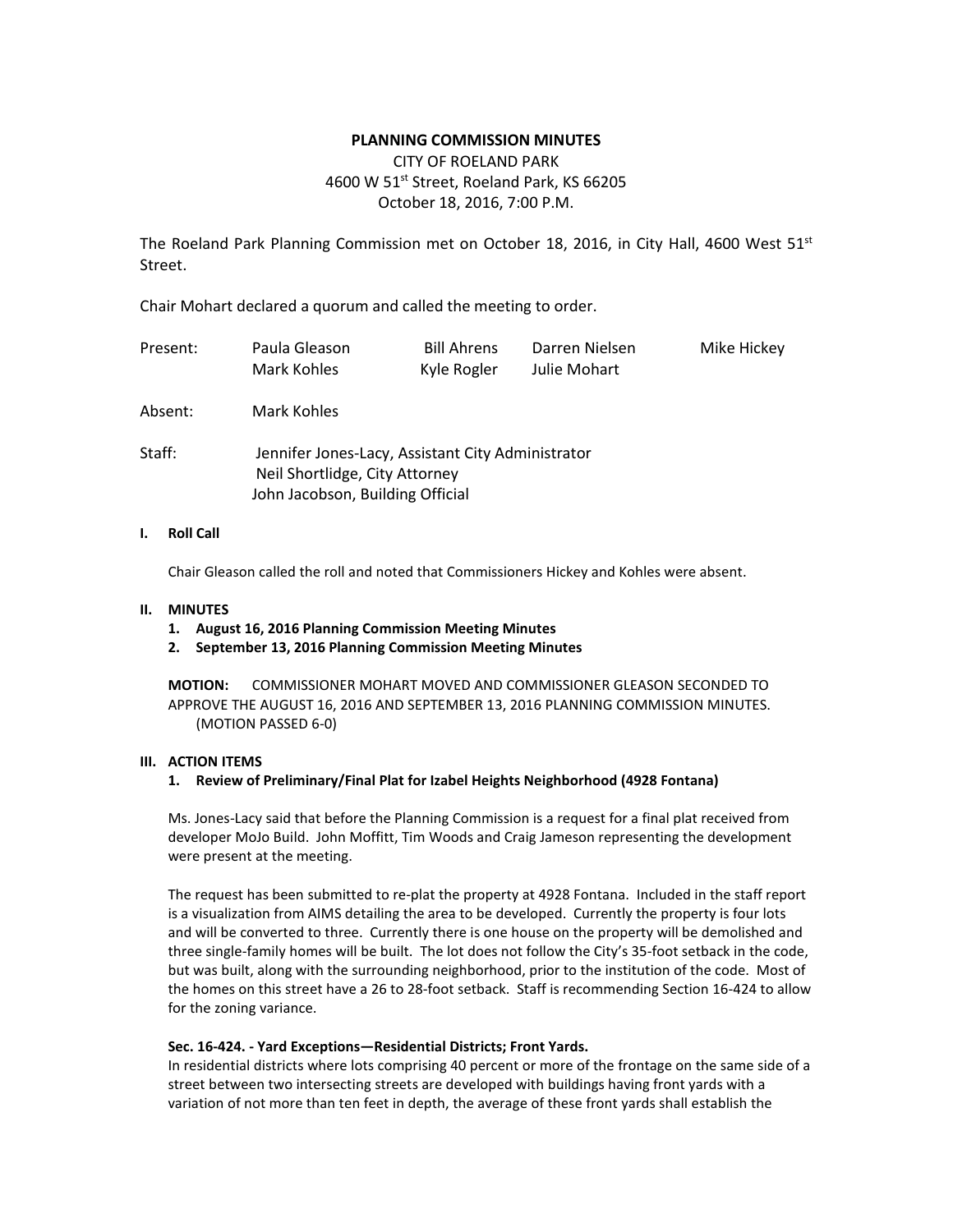**PLANNING COMMISSION MINUTES**

CITY OF ROELAND PARK

4600 W 51st Street, Roeland Park, KS 66205

October 18, 2016, 7:00 P.M.

The Roeland Park Planning Commission met on October 18, 2016, in City Hall, 4600 West 51st Street.

Chair Mohart declared a quorum and called the meeting to order.

| Present: | Paula Gleason | Bill Ahrens | Darren Nielsen | Mike Hickey |
|---|---|---|---|---|
| | Mark Kohles | Kyle Rogler | Julie Mohart | |

Absent: Mark Kohles

Staff: Jennifer Jones-Lacy, Assistant City Administrator
Neil Shortlidge, City Attorney
John Jacobson, Building Official

**I. Roll Call**

Chair Gleason called the roll and noted that Commissioners Hickey and Kohles were absent.

**II. MINUTES**

1. **August 16, 2016 Planning Commission Meeting Minutes**
2. **September 13, 2016 Planning Commission Meeting Minutes**

**MOTION:** COMMISSIONER MOHART MOVED AND COMMISSIONER GLEASON SECONDED TO APPROVE THE AUGUST 16, 2016 AND SEPTEMBER 13, 2016 PLANNING COMMISSION MINUTES. (MOTION PASSED 6-0)

**III. ACTION ITEMS**

1. **Review of Preliminary/Final Plat for Izabel Heights Neighborhood (4928 Fontana)**

Ms. Jones-Lacy said that before the Planning Commission is a request for a final plat received from developer MoJo Build. John Moffitt, Tim Woods and Craig Jameson representing the development were present at the meeting.

The request has been submitted to re-plat the property at 4928 Fontana. Included in the staff report is a visualization from AIMS detailing the area to be developed. Currently the property is four lots and will be converted to three. Currently there is one house on the property will be demolished and three single-family homes will be built. The lot does not follow the City's 35-foot setback in the code, but was built, along with the surrounding neighborhood, prior to the institution of the code. Most of the homes on this street have a 26 to 28-foot setback. Staff is recommending Section 16-424 to allow for the zoning variance.

**Sec. 16-424. - Yard Exceptions—Residential Districts; Front Yards.**

In residential districts where lots comprising 40 percent or more of the frontage on the same side of a street between two intersecting streets are developed with buildings having front yards with a variation of not more than ten feet in depth, the average of these front yards shall establish the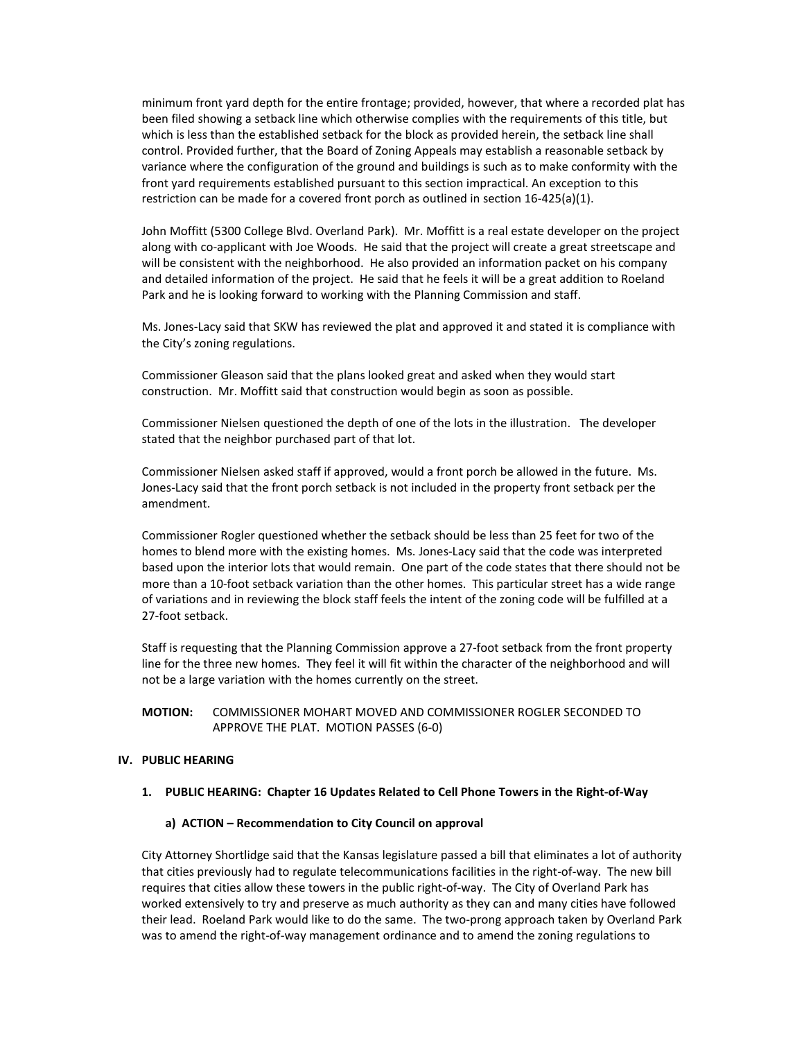minimum front yard depth for the entire frontage; provided, however, that where a recorded plat has been filed showing a setback line which otherwise complies with the requirements of this title, but which is less than the established setback for the block as provided herein, the setback line shall control. Provided further, that the Board of Zoning Appeals may establish a reasonable setback by variance where the configuration of the ground and buildings is such as to make conformity with the front yard requirements established pursuant to this section impractical. An exception to this restriction can be made for a covered front porch as outlined in section 16-425(a)(1).

John Moffitt (5300 College Blvd. Overland Park). Mr. Moffitt is a real estate developer on the project along with co-applicant with Joe Woods. He said that the project will create a great streetscape and will be consistent with the neighborhood. He also provided an information packet on his company and detailed information of the project. He said that he feels it will be a great addition to Roeland Park and he is looking forward to working with the Planning Commission and staff.

Ms. Jones-Lacy said that SKW has reviewed the plat and approved it and stated it is compliance with the City's zoning regulations.

Commissioner Gleason said that the plans looked great and asked when they would start construction. Mr. Moffitt said that construction would begin as soon as possible.

Commissioner Nielsen questioned the depth of one of the lots in the illustration. The developer stated that the neighbor purchased part of that lot.

Commissioner Nielsen asked staff if approved, would a front porch be allowed in the future. Ms. Jones-Lacy said that the front porch setback is not included in the property front setback per the amendment.

Commissioner Rogler questioned whether the setback should be less than 25 feet for two of the homes to blend more with the existing homes. Ms. Jones-Lacy said that the code was interpreted based upon the interior lots that would remain. One part of the code states that there should not be more than a 10-foot setback variation than the other homes. This particular street has a wide range of variations and in reviewing the block staff feels the intent of the zoning code will be fulfilled at a 27-foot setback.

Staff is requesting that the Planning Commission approve a 27-foot setback from the front property line for the three new homes. They feel it will fit within the character of the neighborhood and will not be a large variation with the homes currently on the street.

**MOTION:** COMMISSIONER MOHART MOVED AND COMMISSIONER ROGLER SECONDED TO APPROVE THE PLAT. MOTION PASSES (6-0)

## IV. PUBLIC HEARING

### 1. PUBLIC HEARING: Chapter 16 Updates Related to Cell Phone Towers in the Right-of-Way

#### a) ACTION – Recommendation to City Council on approval

City Attorney Shortlidge said that the Kansas legislature passed a bill that eliminates a lot of authority that cities previously had to regulate telecommunications facilities in the right-of-way. The new bill requires that cities allow these towers in the public right-of-way. The City of Overland Park has worked extensively to try and preserve as much authority as they can and many cities have followed their lead. Roeland Park would like to do the same. The two-prong approach taken by Overland Park was to amend the right-of-way management ordinance and to amend the zoning regulations to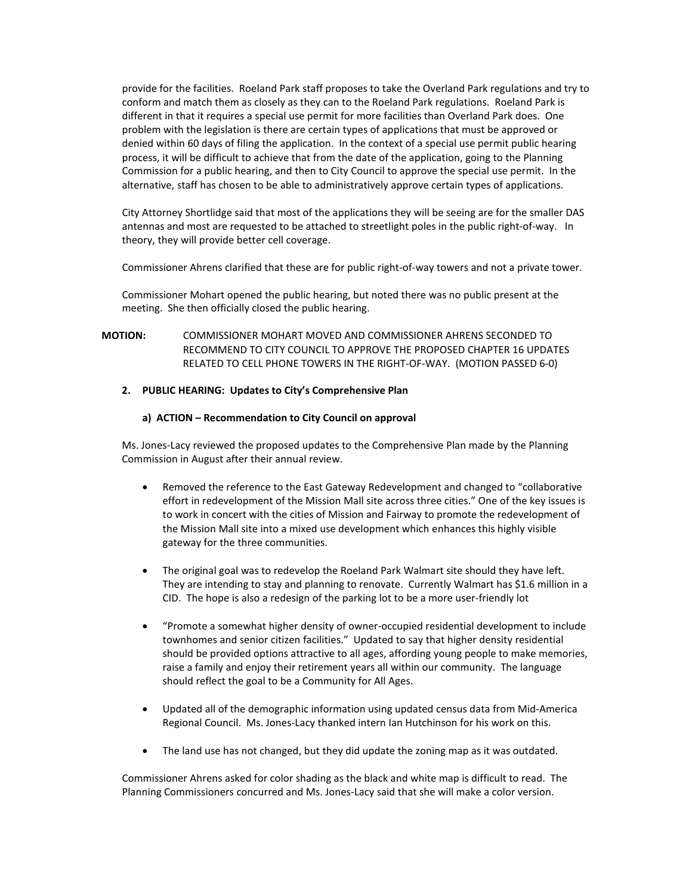provide for the facilities. Roeland Park staff proposes to take the Overland Park regulations and try to conform and match them as closely as they can to the Roeland Park regulations. Roeland Park is different in that it requires a special use permit for more facilities than Overland Park does. One problem with the legislation is there are certain types of applications that must be approved or denied within 60 days of filing the application. In the context of a special use permit public hearing process, it will be difficult to achieve that from the date of the application, going to the Planning Commission for a public hearing, and then to City Council to approve the special use permit. In the alternative, staff has chosen to be able to administratively approve certain types of applications.

City Attorney Shortlidge said that most of the applications they will be seeing are for the smaller DAS antennas and most are requested to be attached to streetlight poles in the public right-of-way. In theory, they will provide better cell coverage.

Commissioner Ahrens clarified that these are for public right-of-way towers and not a private tower.

Commissioner Mohart opened the public hearing, but noted there was no public present at the meeting. She then officially closed the public hearing.

**MOTION:** COMMISSIONER MOHART MOVED AND COMMISSIONER AHRENS SECONDED TO RECOMMEND TO CITY COUNCIL TO APPROVE THE PROPOSED CHAPTER 16 UPDATES RELATED TO CELL PHONE TOWERS IN THE RIGHT-OF-WAY. (MOTION PASSED 6-0)

**2. PUBLIC HEARING: Updates to City's Comprehensive Plan**

**a) ACTION – Recommendation to City Council on approval**

Ms. Jones-Lacy reviewed the proposed updates to the Comprehensive Plan made by the Planning Commission in August after their annual review.

- Removed the reference to the East Gateway Redevelopment and changed to "collaborative effort in redevelopment of the Mission Mall site across three cities." One of the key issues is to work in concert with the cities of Mission and Fairway to promote the redevelopment of the Mission Mall site into a mixed use development which enhances this highly visible gateway for the three communities.

- The original goal was to redevelop the Roeland Park Walmart site should they have left. They are intending to stay and planning to renovate. Currently Walmart has $1.6 million in a CID. The hope is also a redesign of the parking lot to be a more user-friendly lot

- "Promote a somewhat higher density of owner-occupied residential development to include townhomes and senior citizen facilities." Updated to say that higher density residential should be provided options attractive to all ages, affording young people to make memories, raise a family and enjoy their retirement years all within our community. The language should reflect the goal to be a Community for All Ages.

- Updated all of the demographic information using updated census data from Mid-America Regional Council. Ms. Jones-Lacy thanked intern Ian Hutchinson for his work on this.

- The land use has not changed, but they did update the zoning map as it was outdated.

Commissioner Ahrens asked for color shading as the black and white map is difficult to read. The Planning Commissioners concurred and Ms. Jones-Lacy said that she will make a color version.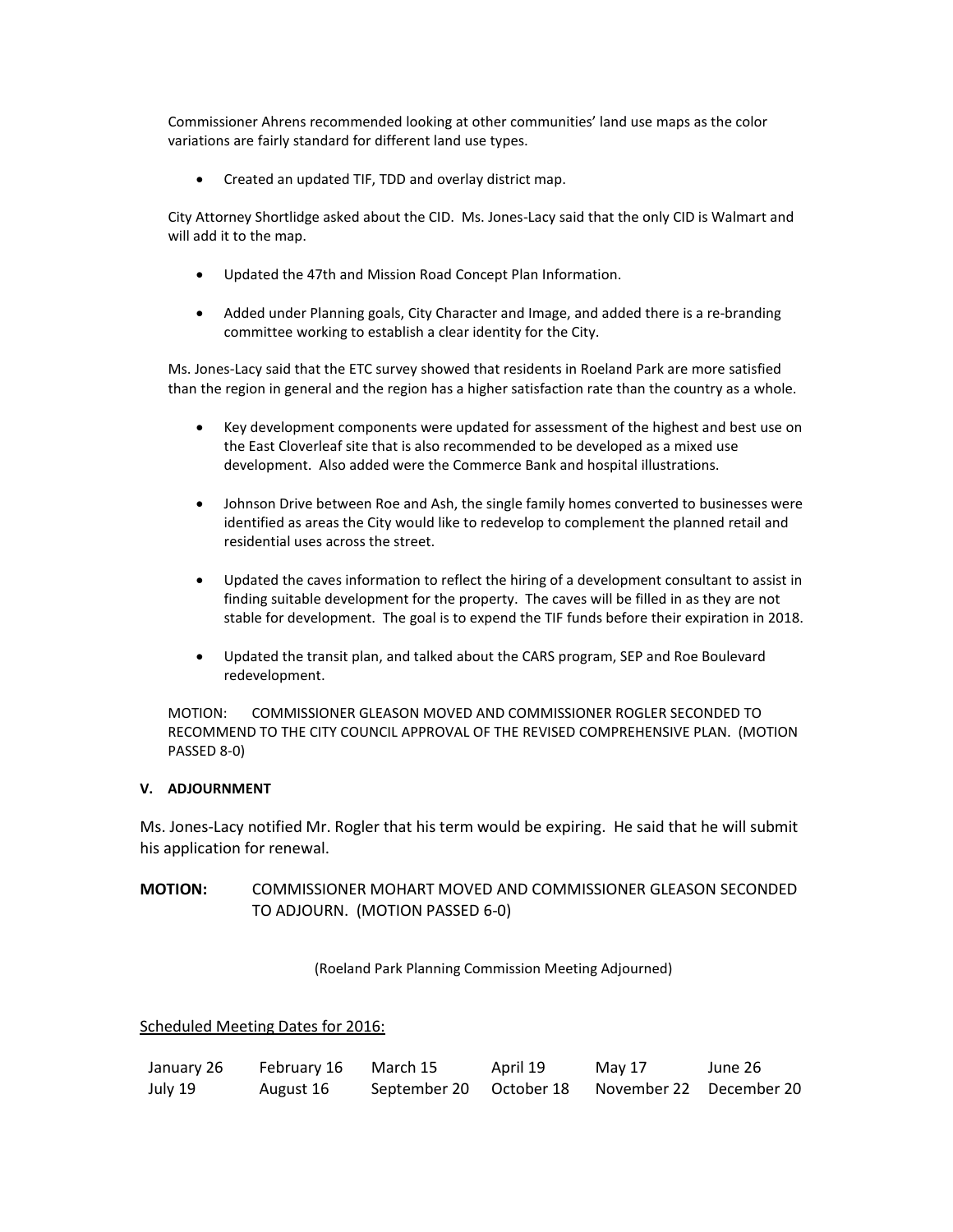Commissioner Ahrens recommended looking at other communities' land use maps as the color variations are fairly standard for different land use types.

- Created an updated TIF, TDD and overlay district map.

City Attorney Shortlidge asked about the CID. Ms. Jones-Lacy said that the only CID is Walmart and will add it to the map.

- Updated the 47th and Mission Road Concept Plan Information.
- Added under Planning goals, City Character and Image, and added there is a re-branding committee working to establish a clear identity for the City.

Ms. Jones-Lacy said that the ETC survey showed that residents in Roeland Park are more satisfied than the region in general and the region has a higher satisfaction rate than the country as a whole.

- Key development components were updated for assessment of the highest and best use on the East Cloverleaf site that is also recommended to be developed as a mixed use development. Also added were the Commerce Bank and hospital illustrations.
- Johnson Drive between Roe and Ash, the single family homes converted to businesses were identified as areas the City would like to redevelop to complement the planned retail and residential uses across the street.
- Updated the caves information to reflect the hiring of a development consultant to assist in finding suitable development for the property. The caves will be filled in as they are not stable for development. The goal is to expend the TIF funds before their expiration in 2018.
- Updated the transit plan, and talked about the CARS program, SEP and Roe Boulevard redevelopment.

MOTION: COMMISSIONER GLEASON MOVED AND COMMISSIONER ROGLER SECONDED TO RECOMMEND TO THE CITY COUNCIL APPROVAL OF THE REVISED COMPREHENSIVE PLAN. (MOTION PASSED 8-0)

### V. ADJOURNMENT

Ms. Jones-Lacy notified Mr. Rogler that his term would be expiring. He said that he will submit his application for renewal.

**MOTION:** COMMISSIONER MOHART MOVED AND COMMISSIONER GLEASON SECONDED TO ADJOURN. (MOTION PASSED 6-0)

(Roeland Park Planning Commission Meeting Adjourned)

Scheduled Meeting Dates for 2016:

| | | | | | |
|---|---|---|---|---|---|
| January 26 | February 16 | March 15 | April 19 | May 17 | June 26 |
| July 19 | August 16 | September 20 | October 18 | November 22 | December 20 |